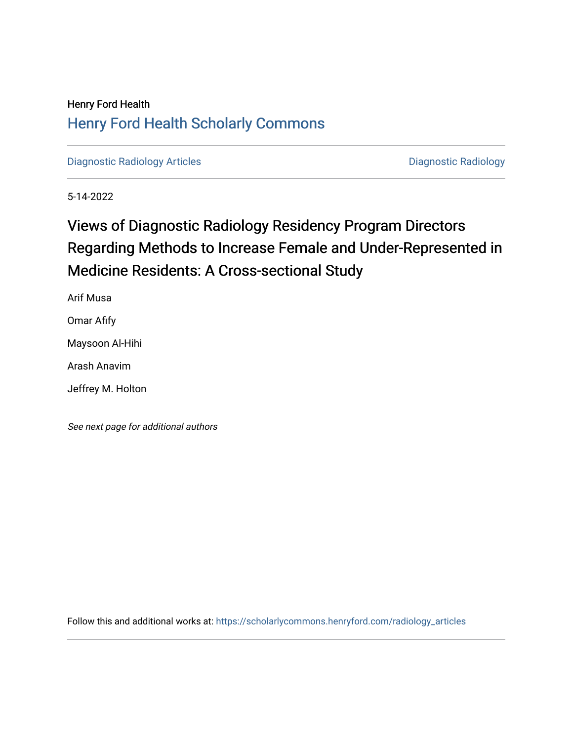Henry Ford Health

[Henry Ford Health Scholarly Commons](https://scholarlycommons.henryford.com)

[Diagnostic Radiology Articles](https://scholarlycommons.henryford.com/radiology_articles) | [Diagnostic Radiology](https://scholarlycommons.henryford.com/radiology)

5-14-2022

# Views of Diagnostic Radiology Residency Program Directors Regarding Methods to Increase Female and Under-Represented in Medicine Residents: A Cross-sectional Study

Arif Musa

Omar Afify

Maysoon Al-Hihi

Arash Anavim

Jeffrey M. Holton

*See next page for additional authors*

Follow this and additional works at: https://scholarlycommons.henryford.com/radiology_articles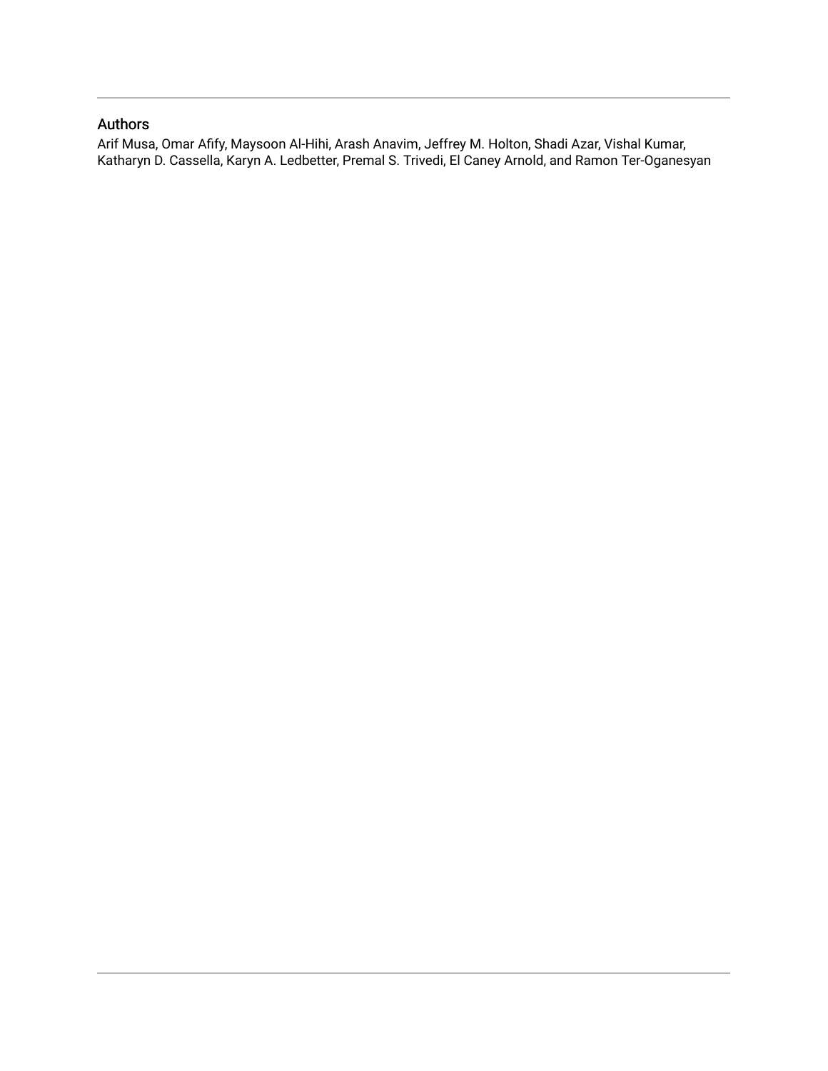## Authors

Arif Musa, Omar Afify, Maysoon Al-Hihi, Arash Anavim, Jeffrey M. Holton, Shadi Azar, Vishal Kumar, Katharyn D. Cassella, Karyn A. Ledbetter, Premal S. Trivedi, El Caney Arnold, and Ramon Ter-Oganesyan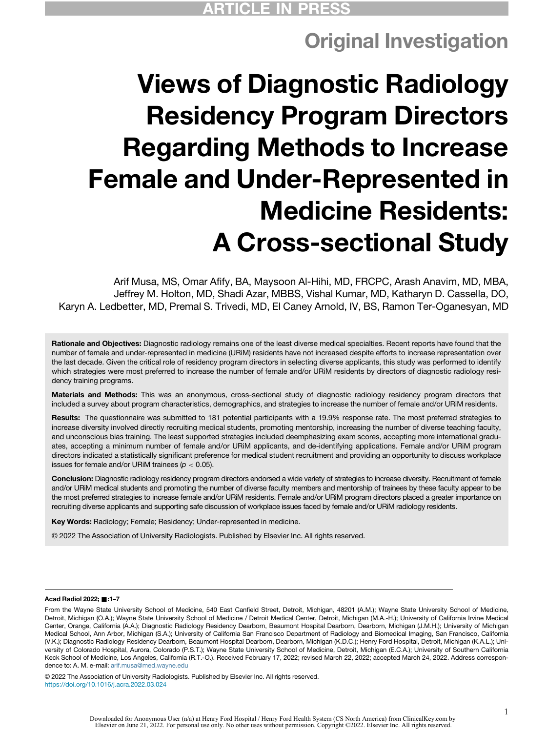# Views of Diagnostic Radiology Residency Program Directors Regarding Methods to Increase Female and Under-Represented in Medicine Residents: A Cross-sectional Study

Arif Musa, MS, Omar Afify, BA, Maysoon Al-Hihi, MD, FRCPC, Arash Anavim, MD, MBA, Jeffrey M. Holton, MD, Shadi Azar, MBBS, Vishal Kumar, MD, Katharyn D. Cassella, DO, Karyn A. Ledbetter, MD, Premal S. Trivedi, MD, El Caney Arnold, IV, BS, Ramon Ter-Oganesyan, MD

**Rationale and Objectives:** Diagnostic radiology remains one of the least diverse medical specialties. Recent reports have found that the number of female and under-represented in medicine (URiM) residents have not increased despite efforts to increase representation over the last decade. Given the critical role of residency program directors in selecting diverse applicants, this study was performed to identify which strategies were most preferred to increase the number of female and/or URiM residents by directors of diagnostic radiology residency training programs.

**Materials and Methods:** This was an anonymous, cross-sectional study of diagnostic radiology residency program directors that included a survey about program characteristics, demographics, and strategies to increase the number of female and/or URiM residents.

**Results:** The questionnaire was submitted to 181 potential participants with a 19.9% response rate. The most preferred strategies to increase diversity involved directly recruiting medical students, promoting mentorship, increasing the number of diverse teaching faculty, and unconscious bias training. The least supported strategies included deemphasizing exam scores, accepting more international graduates, accepting a minimum number of female and/or URiM applicants, and de-identifying applications. Female and/or URiM program directors indicated a statistically significant preference for medical student recruitment and providing an opportunity to discuss workplace issues for female and/or URiM trainees ($p < 0.05$).

**Conclusion:** Diagnostic radiology residency program directors endorsed a wide variety of strategies to increase diversity. Recruitment of female and/or URiM medical students and promoting the number of diverse faculty members and mentorship of trainees by these faculty appear to be the most preferred strategies to increase female and/or URiM residents. Female and/or URiM program directors placed a greater importance on recruiting diverse applicants and supporting safe discussion of workplace issues faced by female and/or URiM radiology residents.

**Key Words:** Radiology; Female; Residency; Under-represented in medicine.

© 2022 The Association of University Radiologists. Published by Elsevier Inc. All rights reserved.

From the Wayne State University School of Medicine, 540 East Canfield Street, Detroit, Michigan, 48201 (A.M.); Wayne State University School of Medicine, Detroit, Michigan (O.A.); Wayne State University School of Medicine / Detroit Medical Center, Detroit, Michigan (M.A.-H.); University of California Irvine Medical Center, Orange, California (A.A.); Diagnostic Radiology Residency Dearborn, Beaumont Hospital Dearborn, Dearborn, Michigan (J.M.H.); University of Michigan Medical School, Ann Arbor, Michigan (S.A.); University of California San Francisco Department of Radiology and Biomedical Imaging, San Francisco, California (V.K.); Diagnostic Radiology Residency Dearborn, Beaumont Hospital Dearborn, Dearborn, Michigan (K.D.C.); Henry Ford Hospital, Detroit, Michigan (K.A.L.); University of Colorado Hospital, Aurora, Colorado (P.S.T.); Wayne State University School of Medicine, Detroit, Michigan (E.C.A.); University of Southern California Keck School of Medicine, Los Angeles, California (R.T.-O.). Received February 17, 2022; revised March 22, 2022; accepted March 24, 2022. Address correspondence to: A. M. e-mail: arif.musa@med.wayne.edu

© 2022 The Association of University Radiologists. Published by Elsevier Inc. All rights reserved.
https://doi.org/10.1016/j.acra.2022.03.024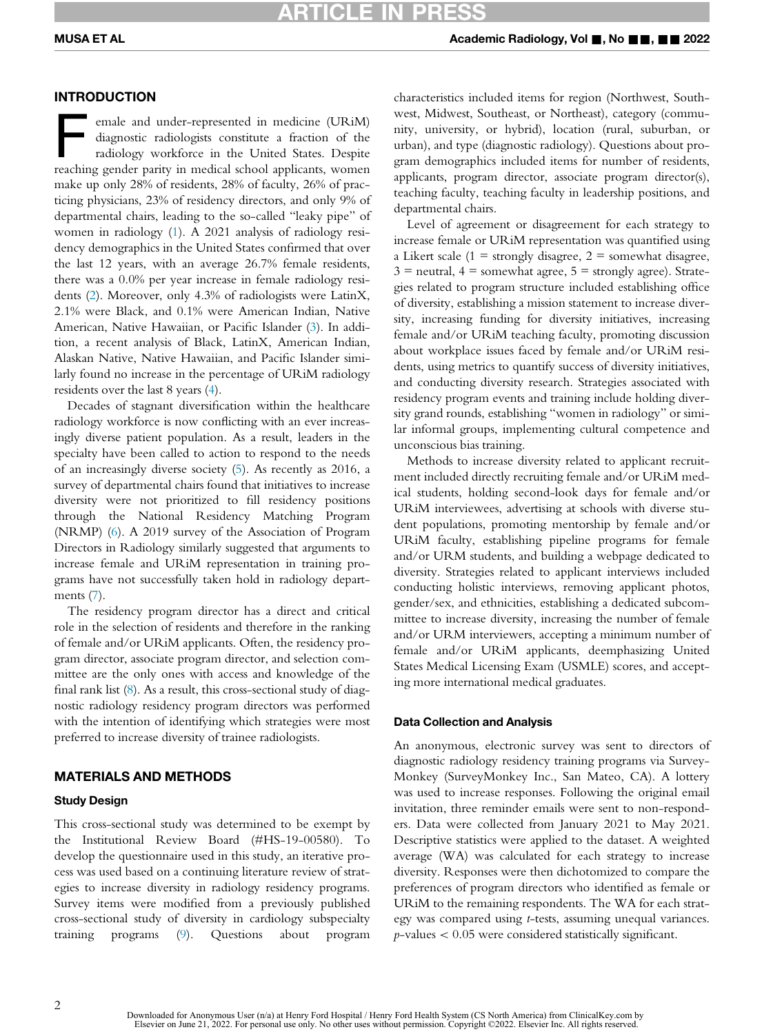## INTRODUCTION

Female and under-represented in medicine (URiM) diagnostic radiologists constitute a fraction of the radiology workforce in the United States. Despite reaching gender parity in medical school applicants, women make up only 28% of residents, 28% of faculty, 26% of practicing physicians, 23% of residency directors, and only 9% of departmental chairs, leading to the so-called "leaky pipe" of women in radiology (1). A 2021 analysis of radiology residency demographics in the United States confirmed that over the last 12 years, with an average 26.7% female residents, there was a 0.0% per year increase in female radiology residents (2). Moreover, only 4.3% of radiologists were LatinX, 2.1% were Black, and 0.1% were American Indian, Native American, Native Hawaiian, or Pacific Islander (3). In addition, a recent analysis of Black, LatinX, American Indian, Alaskan Native, Native Hawaiian, and Pacific Islander similarly found no increase in the percentage of URiM radiology residents over the last 8 years (4).

Decades of stagnant diversification within the healthcare radiology workforce is now conflicting with an ever increasingly diverse patient population. As a result, leaders in the specialty have been called to action to respond to the needs of an increasingly diverse society (5). As recently as 2016, a survey of departmental chairs found that initiatives to increase diversity were not prioritized to fill residency positions through the National Residency Matching Program (NRMP) (6). A 2019 survey of the Association of Program Directors in Radiology similarly suggested that arguments to increase female and URiM representation in training programs have not successfully taken hold in radiology departments (7).

The residency program director has a direct and critical role in the selection of residents and therefore in the ranking of female and/or URiM applicants. Often, the residency program director, associate program director, and selection committee are the only ones with access and knowledge of the final rank list (8). As a result, this cross-sectional study of diagnostic radiology residency program directors was performed with the intention of identifying which strategies were most preferred to increase diversity of trainee radiologists.

## MATERIALS AND METHODS

### Study Design

This cross-sectional study was determined to be exempt by the Institutional Review Board (#HS-19-00580). To develop the questionnaire used in this study, an iterative process was used based on a continuing literature review of strategies to increase diversity in radiology residency programs. Survey items were modified from a previously published cross-sectional study of diversity in cardiology subspecialty training programs (9). Questions about program characteristics included items for region (Northwest, Southwest, Midwest, Southeast, or Northeast), category (community, university, or hybrid), location (rural, suburban, or urban), and type (diagnostic radiology). Questions about program demographics included items for number of residents, applicants, program director, associate program director(s), teaching faculty, teaching faculty in leadership positions, and departmental chairs.

Level of agreement or disagreement for each strategy to increase female or URiM representation was quantified using a Likert scale (1 = strongly disagree, 2 = somewhat disagree, 3 = neutral, 4 = somewhat agree, 5 = strongly agree). Strategies related to program structure included establishing office of diversity, establishing a mission statement to increase diversity, increasing funding for diversity initiatives, increasing female and/or URiM teaching faculty, promoting discussion about workplace issues faced by female and/or URiM residents, using metrics to quantify success of diversity initiatives, and conducting diversity research. Strategies associated with residency program events and training include holding diversity grand rounds, establishing "women in radiology" or similar informal groups, implementing cultural competence and unconscious bias training.

Methods to increase diversity related to applicant recruitment included directly recruiting female and/or URiM medical students, holding second-look days for female and/or URiM interviewees, advertising at schools with diverse student populations, promoting mentorship by female and/or URiM faculty, establishing pipeline programs for female and/or URM students, and building a webpage dedicated to diversity. Strategies related to applicant interviews included conducting holistic interviews, removing applicant photos, gender/sex, and ethnicities, establishing a dedicated subcommittee to increase diversity, increasing the number of female and/or URM interviewers, accepting a minimum number of female and/or URiM applicants, deemphasizing United States Medical Licensing Exam (USMLE) scores, and accepting more international medical graduates.

### Data Collection and Analysis

An anonymous, electronic survey was sent to directors of diagnostic radiology residency training programs via SurveyMonkey (SurveyMonkey Inc., San Mateo, CA). A lottery was used to increase responses. Following the original email invitation, three reminder emails were sent to non-responders. Data were collected from January 2021 to May 2021. Descriptive statistics were applied to the dataset. A weighted average (WA) was calculated for each strategy to increase diversity. Responses were then dichotomized to compare the preferences of program directors who identified as female or URiM to the remaining respondents. The WA for each strategy was compared using *t*-tests, assuming unequal variances. *p*-values $< 0.05$ were considered statistically significant.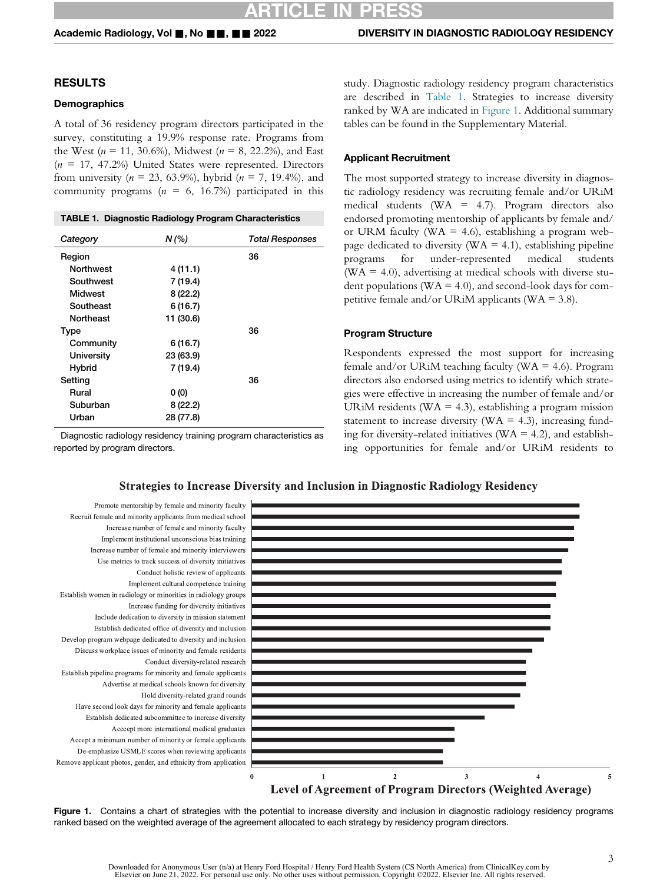## RESULTS

### Demographics

A total of 36 residency program directors participated in the survey, constituting a 19.9% response rate. Programs from the West ($n$ = 11, 30.6%), Midwest ($n$ = 8, 22.2%), and East ($n$ = 17, 47.2%) United States were represented. Directors from university ($n$ = 23, 63.9%), hybrid ($n$ = 7, 19.4%), and community programs ($n$ = 6, 16.7%) participated in this study. Diagnostic radiology residency program characteristics are described in Table 1. Strategies to increase diversity ranked by WA are indicated in Figure 1. Additional summary tables can be found in the Supplementary Material.

**TABLE 1. Diagnostic Radiology Program Characteristics**

| Category | N (%) | Total Responses |
|---|---|---|
| Region | | 36 |
| Northwest | 4 (11.1) | |
| Southwest | 7 (19.4) | |
| Midwest | 8 (22.2) | |
| Southeast | 6 (16.7) | |
| Northeast | 11 (30.6) | |
| Type | | 36 |
| Community | 6 (16.7) | |
| University | 23 (63.9) | |
| Hybrid | 7 (19.4) | |
| Setting | | 36 |
| Rural | 0 (0) | |
| Suburban | 8 (22.2) | |
| Urban | 28 (77.8) | |

Diagnostic radiology residency training program characteristics as reported by program directors.

### Applicant Recruitment

The most supported strategy to increase diversity in diagnostic radiology residency was recruiting female and/or URiM medical students (WA = 4.7). Program directors also endorsed promoting mentorship of applicants by female and/or URM faculty (WA = 4.6), establishing a program webpage dedicated to diversity (WA = 4.1), establishing pipeline programs for under-represented medical students (WA = 4.0), advertising at medical schools with diverse student populations (WA = 4.0), and second-look days for competitive female and/or URiM applicants (WA = 3.8).

### Program Structure

Respondents expressed the most support for increasing female and/or URiM teaching faculty (WA = 4.6). Program directors also endorsed using metrics to identify which strategies were effective in increasing the number of female and/or URiM residents (WA = 4.3), establishing a program mission statement to increase diversity (WA = 4.3), increasing funding for diversity-related initiatives (WA = 4.2), and establishing opportunities for female and/or URiM residents to

**Strategies to Increase Diversity and Inclusion in Diagnostic Radiology Residency**

- Promote mentorship by female and minority faculty
- Recruit female and minority applicants from medical school
- Increase number of female and minority faculty
- Implement institutional unconscious bias training
- Increase number of female and minority interviewers
- Use metrics to track success of diversity initiatives
- Conduct holistic review of applicants
- Implement cultural competence training
- Establish women in radiology or minorities in radiology groups
- Increase funding for diversity initiatives
- Include dedication to diversity in mission statement
- Establish dedicated office of diversity and inclusion
- Develop program webpage dedicated to diversity and inclusion
- Discuss workplace issues of minority and female residents
- Conduct diversity-related research
- Establish pipeline programs for minority and female applicants
- Advertise at medical schools known for diversity
- Hold diversity-related grand rounds
- Have second look days for minority and female applicants
- Establish dedicated subcommittee to increase diversity
- Acccept more international medical graduates
- Accept a minimum number of minority or female applicants
- De-emphasize USMLE scores when reviewing applicants
- Remove applicant photos, gender, and ethnicity from application

Level of Agreement of Program Directors (Weighted Average)

**Figure 1.** Contains a chart of strategies with the potential to increase diversity and inclusion in diagnostic radiology residency programs ranked based on the weighted average of the agreement allocated to each strategy by residency program directors.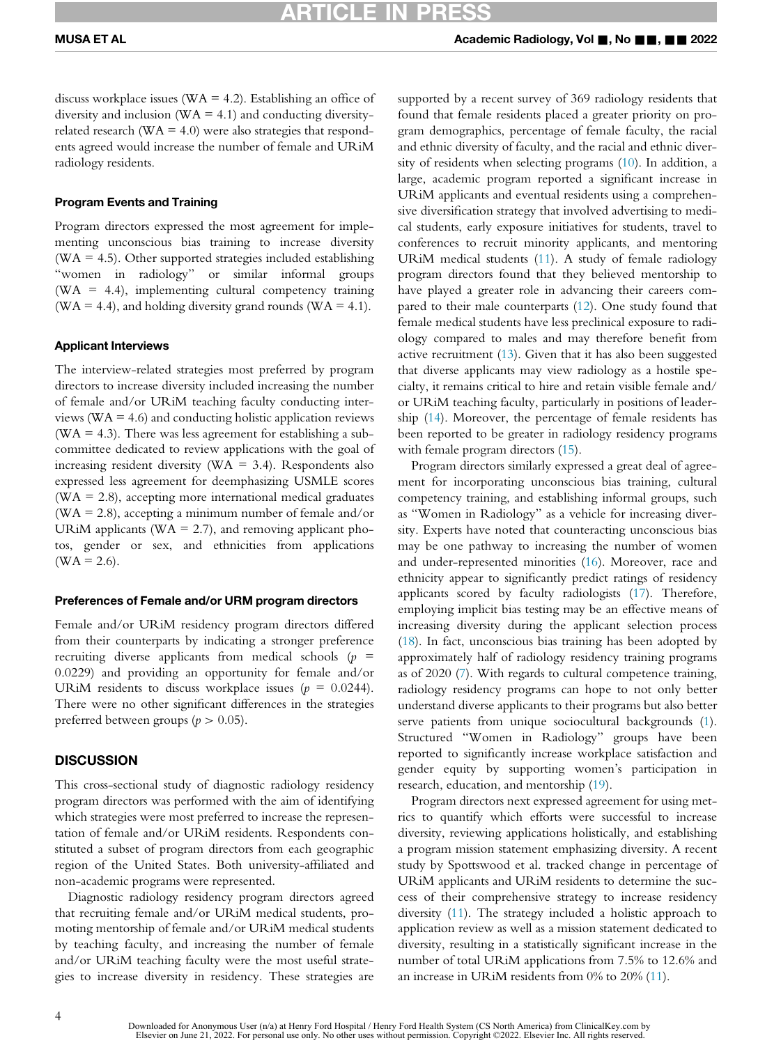discuss workplace issues (WA = 4.2). Establishing an office of diversity and inclusion (WA = 4.1) and conducting diversity-related research (WA = 4.0) were also strategies that respondents agreed would increase the number of female and URiM radiology residents.

### Program Events and Training

Program directors expressed the most agreement for implementing unconscious bias training to increase diversity (WA = 4.5). Other supported strategies included establishing "women in radiology" or similar informal groups (WA = 4.4), implementing cultural competency training (WA = 4.4), and holding diversity grand rounds (WA = 4.1).

### Applicant Interviews

The interview-related strategies most preferred by program directors to increase diversity included increasing the number of female and/or URiM teaching faculty conducting interviews (WA = 4.6) and conducting holistic application reviews (WA = 4.3). There was less agreement for establishing a subcommittee dedicated to review applications with the goal of increasing resident diversity (WA = 3.4). Respondents also expressed less agreement for deemphasizing USMLE scores (WA = 2.8), accepting more international medical graduates (WA = 2.8), accepting a minimum number of female and/or URiM applicants (WA = 2.7), and removing applicant photos, gender or sex, and ethnicities from applications (WA = 2.6).

### Preferences of Female and/or URM program directors

Female and/or URiM residency program directors differed from their counterparts by indicating a stronger preference recruiting diverse applicants from medical schools ($p$ = 0.0229) and providing an opportunity for female and/or URiM residents to discuss workplace issues ($p$ = 0.0244). There were no other significant differences in the strategies preferred between groups ($p > 0.05$).

## DISCUSSION

This cross-sectional study of diagnostic radiology residency program directors was performed with the aim of identifying which strategies were most preferred to increase the representation of female and/or URiM residents. Respondents constituted a subset of program directors from each geographic region of the United States. Both university-affiliated and non-academic programs were represented.

Diagnostic radiology residency program directors agreed that recruiting female and/or URiM medical students, promoting mentorship of female and/or URiM medical students by teaching faculty, and increasing the number of female and/or URiM teaching faculty were the most useful strategies to increase diversity in residency. These strategies are supported by a recent survey of 369 radiology residents that found that female residents placed a greater priority on program demographics, percentage of female faculty, the racial and ethnic diversity of faculty, and the racial and ethnic diversity of residents when selecting programs (10). In addition, a large, academic program reported a significant increase in URiM applicants and eventual residents using a comprehensive diversification strategy that involved advertising to medical students, early exposure initiatives for students, travel to conferences to recruit minority applicants, and mentoring URiM medical students (11). A study of female radiology program directors found that they believed mentorship to have played a greater role in advancing their careers compared to their male counterparts (12). One study found that female medical students have less preclinical exposure to radiology compared to males and may therefore benefit from active recruitment (13). Given that it has also been suggested that diverse applicants may view radiology as a hostile specialty, it remains critical to hire and retain visible female and/or URiM teaching faculty, particularly in positions of leadership (14). Moreover, the percentage of female residents has been reported to be greater in radiology residency programs with female program directors (15).

Program directors similarly expressed a great deal of agreement for incorporating unconscious bias training, cultural competency training, and establishing informal groups, such as "Women in Radiology" as a vehicle for increasing diversity. Experts have noted that counteracting unconscious bias may be one pathway to increasing the number of women and under-represented minorities (16). Moreover, race and ethnicity appear to significantly predict ratings of residency applicants scored by faculty radiologists (17). Therefore, employing implicit bias testing may be an effective means of increasing diversity during the applicant selection process (18). In fact, unconscious bias training has been adopted by approximately half of radiology residency training programs as of 2020 (7). With regards to cultural competence training, radiology residency programs can hope to not only better understand diverse applicants to their programs but also better serve patients from unique sociocultural backgrounds (1). Structured "Women in Radiology" groups have been reported to significantly increase workplace satisfaction and gender equity by supporting women's participation in research, education, and mentorship (19).

Program directors next expressed agreement for using metrics to quantify which efforts were successful to increase diversity, reviewing applications holistically, and establishing a program mission statement emphasizing diversity. A recent study by Spottswood et al. tracked change in percentage of URiM applicants and URiM residents to determine the success of their comprehensive strategy to increase residency diversity (11). The strategy included a holistic approach to application review as well as a mission statement dedicated to diversity, resulting in a statistically significant increase in the number of total URiM applications from 7.5% to 12.6% and an increase in URiM residents from 0% to 20% (11).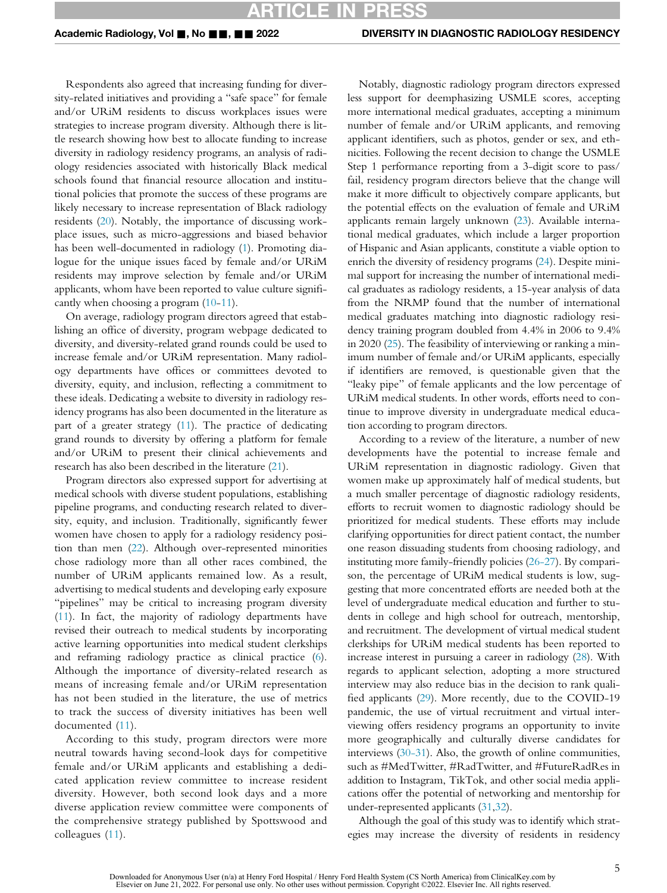Respondents also agreed that increasing funding for diversity-related initiatives and providing a "safe space" for female and/or URiM residents to discuss workplaces issues were strategies to increase program diversity. Although there is little research showing how best to allocate funding to increase diversity in radiology residency programs, an analysis of radiology residencies associated with historically Black medical schools found that financial resource allocation and institutional policies that promote the success of these programs are likely necessary to increase representation of Black radiology residents (20). Notably, the importance of discussing workplace issues, such as micro-aggressions and biased behavior has been well-documented in radiology (1). Promoting dialogue for the unique issues faced by female and/or URiM residents may improve selection by female and/or URiM applicants, whom have been reported to value culture significantly when choosing a program (10-11).

On average, radiology program directors agreed that establishing an office of diversity, program webpage dedicated to diversity, and diversity-related grand rounds could be used to increase female and/or URiM representation. Many radiology departments have offices or committees devoted to diversity, equity, and inclusion, reflecting a commitment to these ideals. Dedicating a website to diversity in radiology residency programs has also been documented in the literature as part of a greater strategy (11). The practice of dedicating grand rounds to diversity by offering a platform for female and/or URiM to present their clinical achievements and research has also been described in the literature (21).

Program directors also expressed support for advertising at medical schools with diverse student populations, establishing pipeline programs, and conducting research related to diversity, equity, and inclusion. Traditionally, significantly fewer women have chosen to apply for a radiology residency position than men (22). Although over-represented minorities chose radiology more than all other races combined, the number of URiM applicants remained low. As a result, advertising to medical students and developing early exposure "pipelines" may be critical to increasing program diversity (11). In fact, the majority of radiology departments have revised their outreach to medical students by incorporating active learning opportunities into medical student clerkships and reframing radiology practice as clinical practice (6). Although the importance of diversity-related research as means of increasing female and/or URiM representation has not been studied in the literature, the use of metrics to track the success of diversity initiatives has been well documented (11).

According to this study, program directors were more neutral towards having second-look days for competitive female and/or URiM applicants and establishing a dedicated application review committee to increase resident diversity. However, both second look days and a more diverse application review committee were components of the comprehensive strategy published by Spottswood and colleagues (11).

Notably, diagnostic radiology program directors expressed less support for deemphasizing USMLE scores, accepting more international medical graduates, accepting a minimum number of female and/or URiM applicants, and removing applicant identifiers, such as photos, gender or sex, and ethnicities. Following the recent decision to change the USMLE Step 1 performance reporting from a 3-digit score to pass/fail, residency program directors believe that the change will make it more difficult to objectively compare applicants, but the potential effects on the evaluation of female and URiM applicants remain largely unknown (23). Available international medical graduates, which include a larger proportion of Hispanic and Asian applicants, constitute a viable option to enrich the diversity of residency programs (24). Despite minimal support for increasing the number of international medical graduates as radiology residents, a 15-year analysis of data from the NRMP found that the number of international medical graduates matching into diagnostic radiology residency training program doubled from 4.4% in 2006 to 9.4% in 2020 (25). The feasibility of interviewing or ranking a minimum number of female and/or URiM applicants, especially if identifiers are removed, is questionable given that the "leaky pipe" of female applicants and the low percentage of URiM medical students. In other words, efforts need to continue to improve diversity in undergraduate medical education according to program directors.

According to a review of the literature, a number of new developments have the potential to increase female and URiM representation in diagnostic radiology. Given that women make up approximately half of medical students, but a much smaller percentage of diagnostic radiology residents, efforts to recruit women to diagnostic radiology should be prioritized for medical students. These efforts may include clarifying opportunities for direct patient contact, the number one reason dissuading students from choosing radiology, and instituting more family-friendly policies (26-27). By comparison, the percentage of URiM medical students is low, suggesting that more concentrated efforts are needed both at the level of undergraduate medical education and further to students in college and high school for outreach, mentorship, and recruitment. The development of virtual medical student clerkships for URiM medical students has been reported to increase interest in pursuing a career in radiology (28). With regards to applicant selection, adopting a more structured interview may also reduce bias in the decision to rank qualified applicants (29). More recently, due to the COVID-19 pandemic, the use of virtual recruitment and virtual interviewing offers residency programs an opportunity to invite more geographically and culturally diverse candidates for interviews (30-31). Also, the growth of online communities, such as #MedTwitter, #RadTwitter, and #FutureRadRes in addition to Instagram, TikTok, and other social media applications offer the potential of networking and mentorship for under-represented applicants (31,32).

Although the goal of this study was to identify which strategies may increase the diversity of residents in residency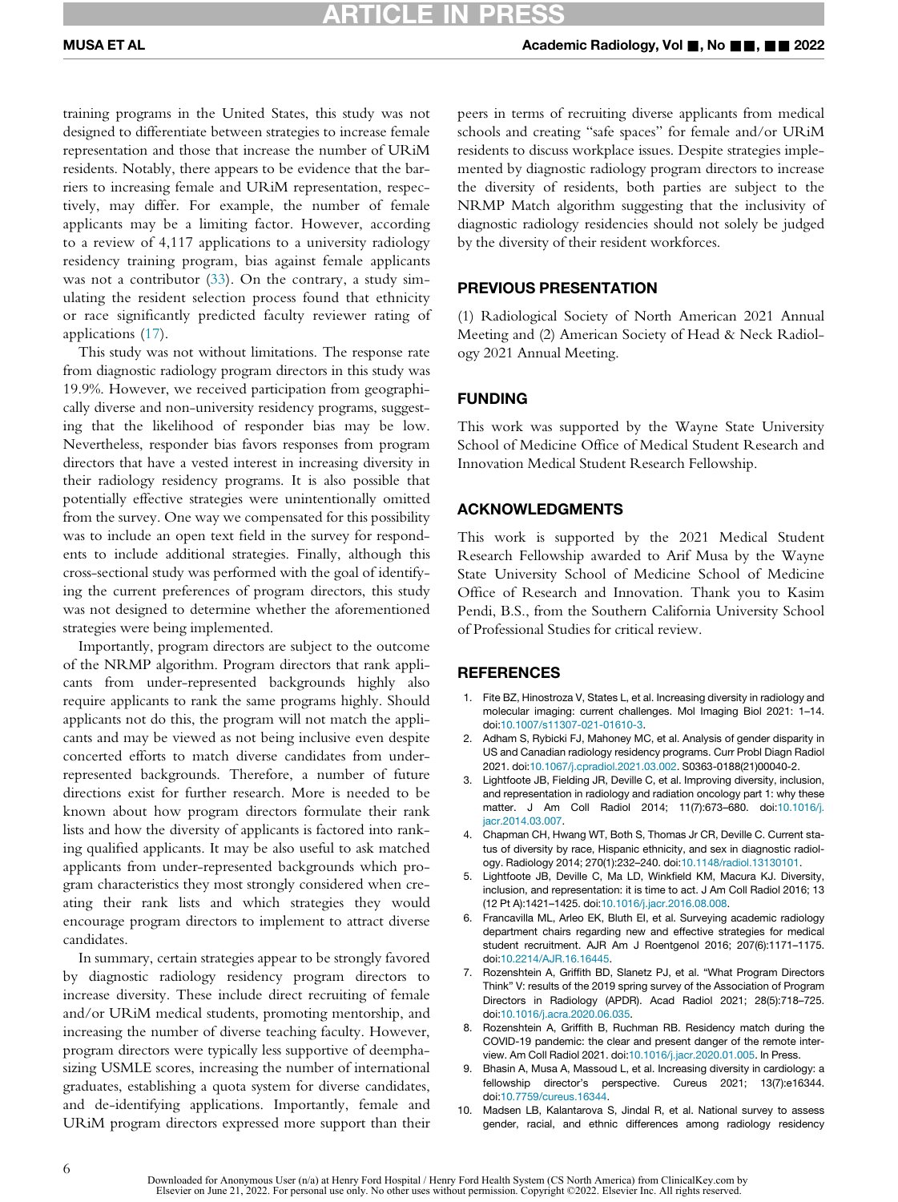training programs in the United States, this study was not designed to differentiate between strategies to increase female representation and those that increase the number of URiM residents. Notably, there appears to be evidence that the barriers to increasing female and URiM representation, respectively, may differ. For example, the number of female applicants may be a limiting factor. However, according to a review of 4,117 applications to a university radiology residency training program, bias against female applicants was not a contributor (33). On the contrary, a study simulating the resident selection process found that ethnicity or race significantly predicted faculty reviewer rating of applications (17).

This study was not without limitations. The response rate from diagnostic radiology program directors in this study was 19.9%. However, we received participation from geographically diverse and non-university residency programs, suggesting that the likelihood of responder bias may be low. Nevertheless, responder bias favors responses from program directors that have a vested interest in increasing diversity in their radiology residency programs. It is also possible that potentially effective strategies were unintentionally omitted from the survey. One way we compensated for this possibility was to include an open text field in the survey for respondents to include additional strategies. Finally, although this cross-sectional study was performed with the goal of identifying the current preferences of program directors, this study was not designed to determine whether the aforementioned strategies were being implemented.

Importantly, program directors are subject to the outcome of the NRMP algorithm. Program directors that rank applicants from under-represented backgrounds highly also require applicants to rank the same programs highly. Should applicants not do this, the program will not match the applicants and may be viewed as not being inclusive even despite concerted efforts to match diverse candidates from under-represented backgrounds. Therefore, a number of future directions exist for further research. More is needed to be known about how program directors formulate their rank lists and how the diversity of applicants is factored into ranking qualified applicants. It may be also useful to ask matched applicants from under-represented backgrounds which program characteristics they most strongly considered when creating their rank lists and which strategies they would encourage program directors to implement to attract diverse candidates.

In summary, certain strategies appear to be strongly favored by diagnostic radiology residency program directors to increase diversity. These include direct recruiting of female and/or URiM medical students, promoting mentorship, and increasing the number of diverse teaching faculty. However, program directors were typically less supportive of deemphasizing USMLE scores, increasing the number of international graduates, establishing a quota system for diverse candidates, and de-identifying applications. Importantly, female and URiM program directors expressed more support than their peers in terms of recruiting diverse applicants from medical schools and creating "safe spaces" for female and/or URiM residents to discuss workplace issues. Despite strategies implemented by diagnostic radiology program directors to increase the diversity of residents, both parties are subject to the NRMP Match algorithm suggesting that the inclusivity of diagnostic radiology residencies should not solely be judged by the diversity of their resident workforces.

## PREVIOUS PRESENTATION

(1) Radiological Society of North American 2021 Annual Meeting and (2) American Society of Head & Neck Radiology 2021 Annual Meeting.

## FUNDING

This work was supported by the Wayne State University School of Medicine Office of Medical Student Research and Innovation Medical Student Research Fellowship.

## ACKNOWLEDGMENTS

This work is supported by the 2021 Medical Student Research Fellowship awarded to Arif Musa by the Wayne State University School of Medicine School of Medicine Office of Research and Innovation. Thank you to Kasim Pendi, B.S., from the Southern California University School of Professional Studies for critical review.

## REFERENCES

1. Fite BZ, Hinostroza V, States L, et al. Increasing diversity in radiology and molecular imaging: current challenges. Mol Imaging Biol 2021: 1–14. doi:10.1007/s11307-021-01610-3.
2. Adham S, Rybicki FJ, Mahoney MC, et al. Analysis of gender disparity in US and Canadian radiology residency programs. Curr Probl Diagn Radiol 2021. doi:10.1067/j.cpradiol.2021.03.002. S0363-0188(21)00040-2.
3. Lightfoote JB, Fielding JR, Deville C, et al. Improving diversity, inclusion, and representation in radiology and radiation oncology part 1: why these matter. J Am Coll Radiol 2014; 11(7):673–680. doi:10.1016/j.jacr.2014.03.007.
4. Chapman CH, Hwang WT, Both S, Thomas Jr CR, Deville C. Current status of diversity by race, Hispanic ethnicity, and sex in diagnostic radiology. Radiology 2014; 270(1):232–240. doi:10.1148/radiol.13130101.
5. Lightfoote JB, Deville C, Ma LD, Winkfield KM, Macura KJ. Diversity, inclusion, and representation: it is time to act. J Am Coll Radiol 2016; 13 (12 Pt A):1421–1425. doi:10.1016/j.jacr.2016.08.008.
6. Francavilla ML, Arleo EK, Bluth EI, et al. Surveying academic radiology department chairs regarding new and effective strategies for medical student recruitment. AJR Am J Roentgenol 2016; 207(6):1171–1175. doi:10.2214/AJR.16.16445.
7. Rozenshtein A, Griffith BD, Slanetz PJ, et al. "What Program Directors Think" V: results of the 2019 spring survey of the Association of Program Directors in Radiology (APDR). Acad Radiol 2021; 28(5):718–725. doi:10.1016/j.acra.2020.06.035.
8. Rozenshtein A, Griffith B, Ruchman RB. Residency match during the COVID-19 pandemic: the clear and present danger of the remote interview. Am Coll Radiol 2021. doi:10.1016/j.jacr.2020.01.005. In Press.
9. Bhasin A, Musa A, Massoud L, et al. Increasing diversity in cardiology: a fellowship director's perspective. Cureus 2021; 13(7):e16344. doi:10.7759/cureus.16344.
10. Madsen LB, Kalantarova S, Jindal R, et al. National survey to assess gender, racial, and ethnic differences among radiology residency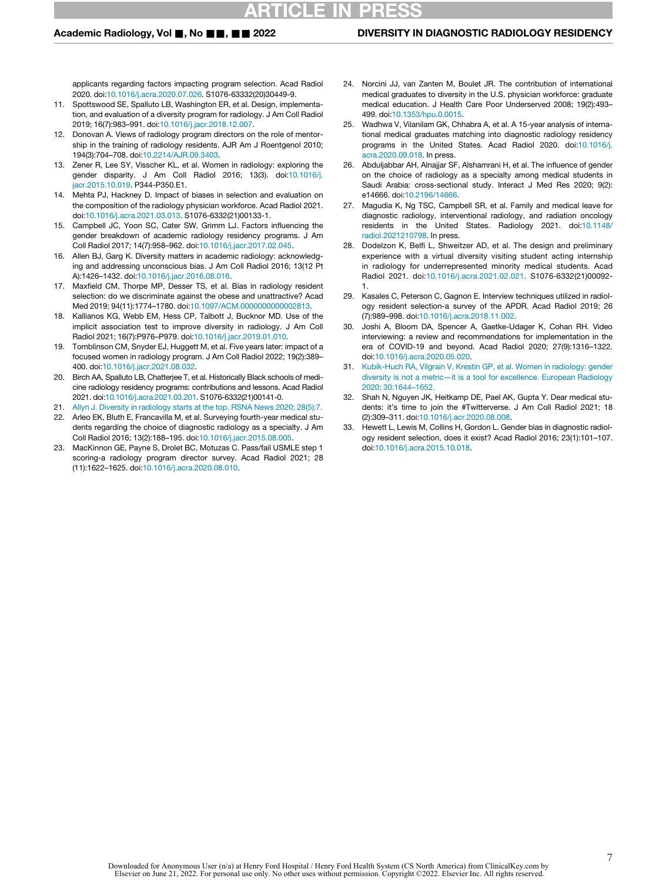applicants regarding factors impacting program selection. Acad Radiol 2020. doi:10.1016/j.acra.2020.07.026. S1076-63332(20)30449-9.

11. Spottswood SE, Spalluto LB, Washington ER, et al. Design, implementation, and evaluation of a diversity program for radiology. J Am Coll Radiol 2019; 16(7):983–991. doi:10.1016/j.jacr.2018.12.007.
12. Donovan A. Views of radiology program directors on the role of mentorship in the training of radiology residents. AJR Am J Roentgenol 2010; 194(3):704–708. doi:10.2214/AJR.09.3403.
13. Zener R, Lee SY, Visscher KL, et al. Women in radiology: exploring the gender disparity. J Am Coll Radiol 2016; 13(3). doi:10.1016/j.jacr.2015.10.019. P344-P350.E1.
14. Mehta PJ, Hackney D. Impact of biases in selection and evaluation on the composition of the radiology physician workforce. Acad Radiol 2021. doi:10.1016/j.acra.2021.03.013. S1076-6332(21)00133-1.
15. Campbell JC, Yoon SC, Cater SW, Grimm LJ. Factors influencing the gender breakdown of academic radiology residency programs. J Am Coll Radiol 2017; 14(7):958–962. doi:10.1016/j.jacr.2017.02.045.
16. Allen BJ, Garg K. Diversity matters in academic radiology: acknowledging and addressing unconscious bias. J Am Coll Radiol 2016; 13(12 Pt A):1426–1432. doi:10.1016/j.jacr.2016.08.016.
17. Maxfield CM, Thorpe MP, Desser TS, et al. Bias in radiology resident selection: do we discriminate against the obese and unattractive? Acad Med 2019; 94(11):1774–1780. doi:10.1097/ACM.0000000000002813.
18. Kallianos KG, Webb EM, Hess CP, Talbott J, Bucknor MD. Use of the implicit association test to improve diversity in radiology. J Am Coll Radiol 2021; 16(7):P976–P979. doi:10.1016/j.jacr.2019.01.010.
19. Tomblinson CM, Snyder EJ, Huggett M, et al. Five years later: impact of a focused women in radiology program. J Am Coll Radiol 2022; 19(2):389–400. doi:10.1016/j.jacr.2021.08.032.
20. Birch AA, Spalluto LB, Chatterjee T, et al. Historically Black schools of medicine radiology residency programs: contributions and lessons. Acad Radiol 2021. doi:10.1016/j.acra.2021.03.201. S1076-6332(21)00141-0.
21. Allyn J. Diversity in radiology starts at the top. RSNA News 2020; 28(5):7.
22. Arleo EK, Bluth E, Francavilla M, et al. Surveying fourth-year medical students regarding the choice of diagnostic radiology as a specialty. J Am Coll Radiol 2016; 13(2):188–195. doi:10.1016/j.jacr.2015.08.005.
23. MacKinnon GE, Payne S, Drolet BC, Motuzas C. Pass/fail USMLE step 1 scoring-a radiology program director survey. Acad Radiol 2021; 28 (11):1622–1625. doi:10.1016/j.acra.2020.08.010.
24. Norcini JJ, van Zanten M, Boulet JR. The contribution of international medical graduates to diversity in the U.S. physician workforce: graduate medical education. J Health Care Poor Underserved 2008; 19(2):493–499. doi:10.1353/hpu.0.0015.
25. Wadhwa V, Vilanilam GK, Chhabra A, et al. A 15-year analysis of international medical graduates matching into diagnostic radiology residency programs in the United States. Acad Radiol 2020. doi:10.1016/j.acra.2020.09.018. In press.
26. Abduljabbar AH, Alnajjar SF, Alshamrani H, et al. The influence of gender on the choice of radiology as a specialty among medical students in Saudi Arabia: cross-sectional study. Interact J Med Res 2020; 9(2): e14666. doi:10.2196/14666.
27. Magudia K, Ng TSC, Campbell SR, et al. Family and medical leave for diagnostic radiology, interventional radiology, and radiation oncology residents in the United States. Radiology 2021. doi:10.1148/radiol.2021210798. In press.
28. Dodelzon K, Belfi L, Shweitzer AD, et al. The design and preliminary experience with a virtual diversity visiting student acting internship in radiology for underrepresented minority medical students. Acad Radiol 2021. doi:10.1016/j.acra.2021.02.021. S1076-6332(21)00092-1.
29. Kasales C, Peterson C, Gagnon E. Interview techniques utilized in radiology resident selection-a survey of the APDR. Acad Radiol 2019; 26 (7):989–998. doi:10.1016/j.acra.2018.11.002.
30. Joshi A, Bloom DA, Spencer A, Gaetke-Udager K, Cohan RH. Video interviewing: a review and recommendations for implementation in the era of COVID-19 and beyond. Acad Radiol 2020; 27(9):1316–1322. doi:10.1016/j.acra.2020.05.020.
31. Kubik-Huch RA, Vilgrain V, Krestin GP, et al. Women in radiology: gender diversity is not a metric—it is a tool for excellence. European Radiology 2020; 30:1644–1652.
32. Shah N, Nguyen JK, Heitkamp DE, Pael AK, Gupta Y. Dear medical students: it's time to join the #Twitterverse. J Am Coll Radiol 2021; 18 (2):309–311. doi:10.1016/j.jacr.2020.08.008.
33. Hewett L, Lewis M, Collins H, Gordon L. Gender bias in diagnostic radiology resident selection, does it exist? Acad Radiol 2016; 23(1):101–107. doi:10.1016/j.acra.2015.10.018.